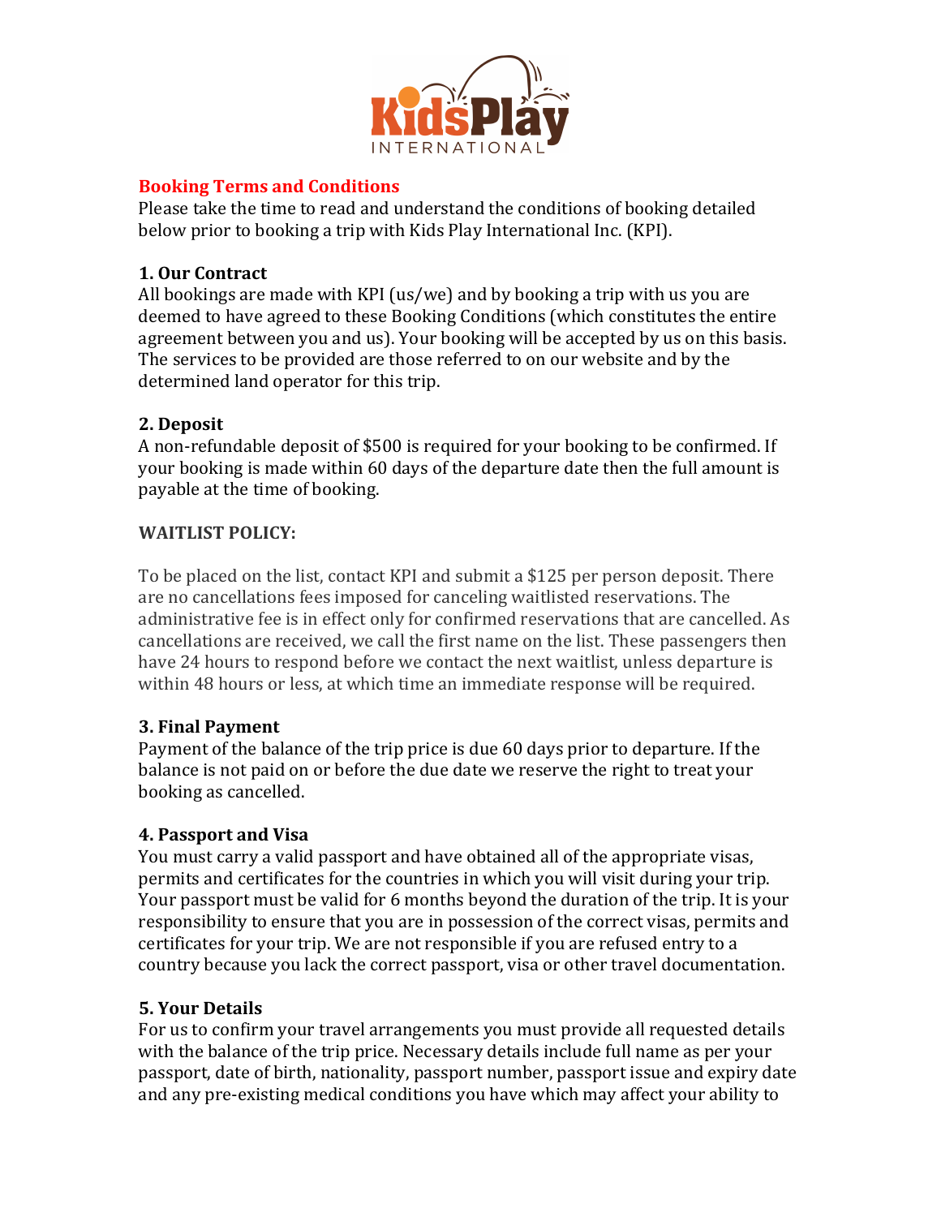# Booking Terms and Conditions

Please take the time to read and understand the conditions of booking detailed below prior to booking a trip with Kids Play International Inc. (KPI).

## 1. Our Contract

All bookings are made with KPI (us/we) and by booking a trip with us you are deemed to have agreed to these Booking Conditions (which constitutes the entire agreement between you and us). Your booking will be accepted by us on this basis. The services to be provided are those referred to on our website and by the determined land operator for this trip.

## 2. Deposit

A non-refundable deposit of $500 is required for your booking to be confirmed. If your booking is made within 60 days of the departure date then the full amount is payable at the time of booking.

**WAITLIST POLICY:**

To be placed on the list, contact KPI and submit a $125 per person deposit. There are no cancellations fees imposed for canceling waitlisted reservations. The administrative fee is in effect only for confirmed reservations that are cancelled. As cancellations are received, we call the first name on the list. These passengers then have 24 hours to respond before we contact the next waitlist, unless departure is within 48 hours or less, at which time an immediate response will be required.

## 3. Final Payment

Payment of the balance of the trip price is due 60 days prior to departure. If the balance is not paid on or before the due date we reserve the right to treat your booking as cancelled.

## 4. Passport and Visa

You must carry a valid passport and have obtained all of the appropriate visas, permits and certificates for the countries in which you will visit during your trip. Your passport must be valid for 6 months beyond the duration of the trip. It is your responsibility to ensure that you are in possession of the correct visas, permits and certificates for your trip. We are not responsible if you are refused entry to a country because you lack the correct passport, visa or other travel documentation.

## 5. Your Details

For us to confirm your travel arrangements you must provide all requested details with the balance of the trip price. Necessary details include full name as per your passport, date of birth, nationality, passport number, passport issue and expiry date and any pre-existing medical conditions you have which may affect your ability to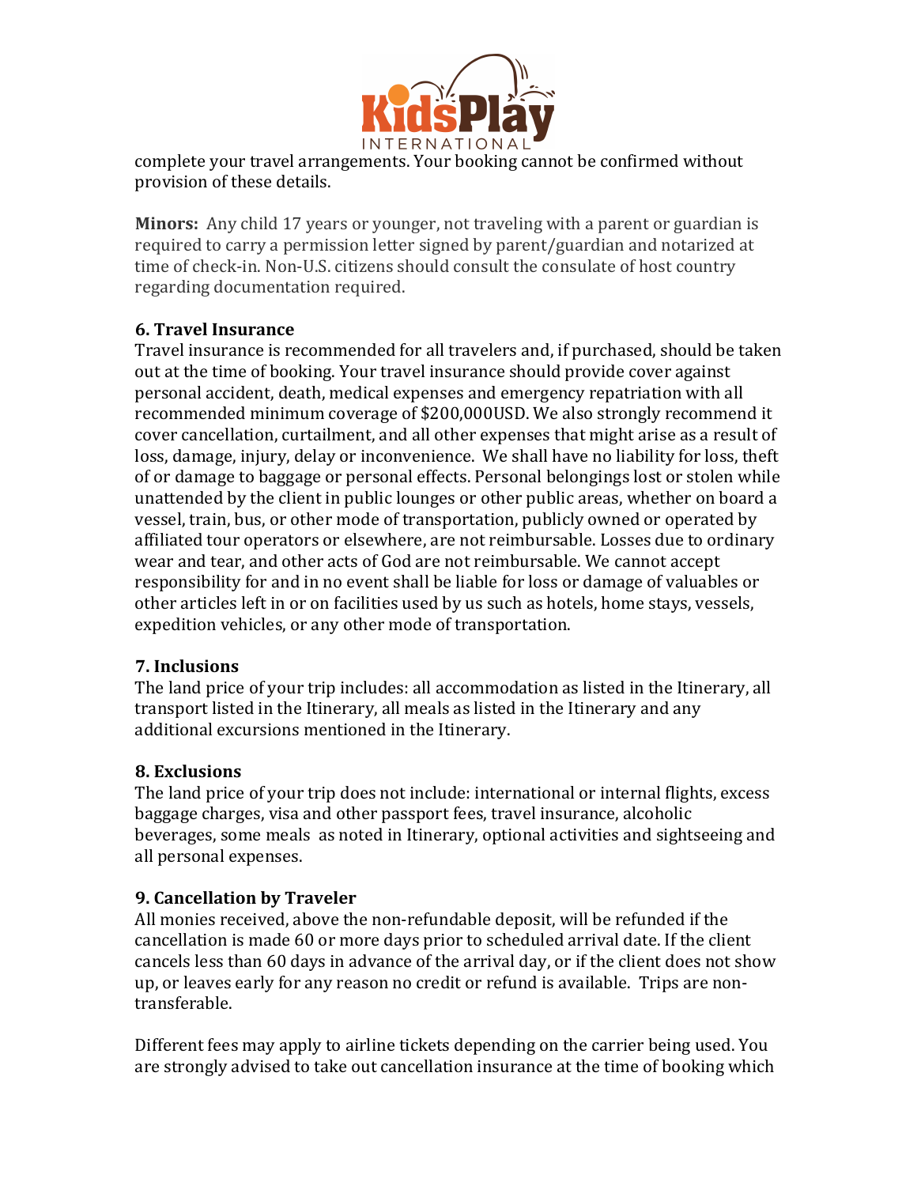complete your travel arrangements. Your booking cannot be confirmed without provision of these details.

**Minors:** Any child 17 years or younger, not traveling with a parent or guardian is required to carry a permission letter signed by parent/guardian and notarized at time of check-in. Non-U.S. citizens should consult the consulate of host country regarding documentation required.

**6. Travel Insurance**
Travel insurance is recommended for all travelers and, if purchased, should be taken out at the time of booking. Your travel insurance should provide cover against personal accident, death, medical expenses and emergency repatriation with all recommended minimum coverage of $200,000USD. We also strongly recommend it cover cancellation, curtailment, and all other expenses that might arise as a result of loss, damage, injury, delay or inconvenience. We shall have no liability for loss, theft of or damage to baggage or personal effects. Personal belongings lost or stolen while unattended by the client in public lounges or other public areas, whether on board a vessel, train, bus, or other mode of transportation, publicly owned or operated by affiliated tour operators or elsewhere, are not reimbursable. Losses due to ordinary wear and tear, and other acts of God are not reimbursable. We cannot accept responsibility for and in no event shall be liable for loss or damage of valuables or other articles left in or on facilities used by us such as hotels, home stays, vessels, expedition vehicles, or any other mode of transportation.

**7. Inclusions**
The land price of your trip includes: all accommodation as listed in the Itinerary, all transport listed in the Itinerary, all meals as listed in the Itinerary and any additional excursions mentioned in the Itinerary.

**8. Exclusions**
The land price of your trip does not include: international or internal flights, excess baggage charges, visa and other passport fees, travel insurance, alcoholic beverages, some meals as noted in Itinerary, optional activities and sightseeing and all personal expenses.

**9. Cancellation by Traveler**
All monies received, above the non-refundable deposit, will be refunded if the cancellation is made 60 or more days prior to scheduled arrival date. If the client cancels less than 60 days in advance of the arrival day, or if the client does not show up, or leaves early for any reason no credit or refund is available. Trips are non-transferable.

Different fees may apply to airline tickets depending on the carrier being used. You are strongly advised to take out cancellation insurance at the time of booking which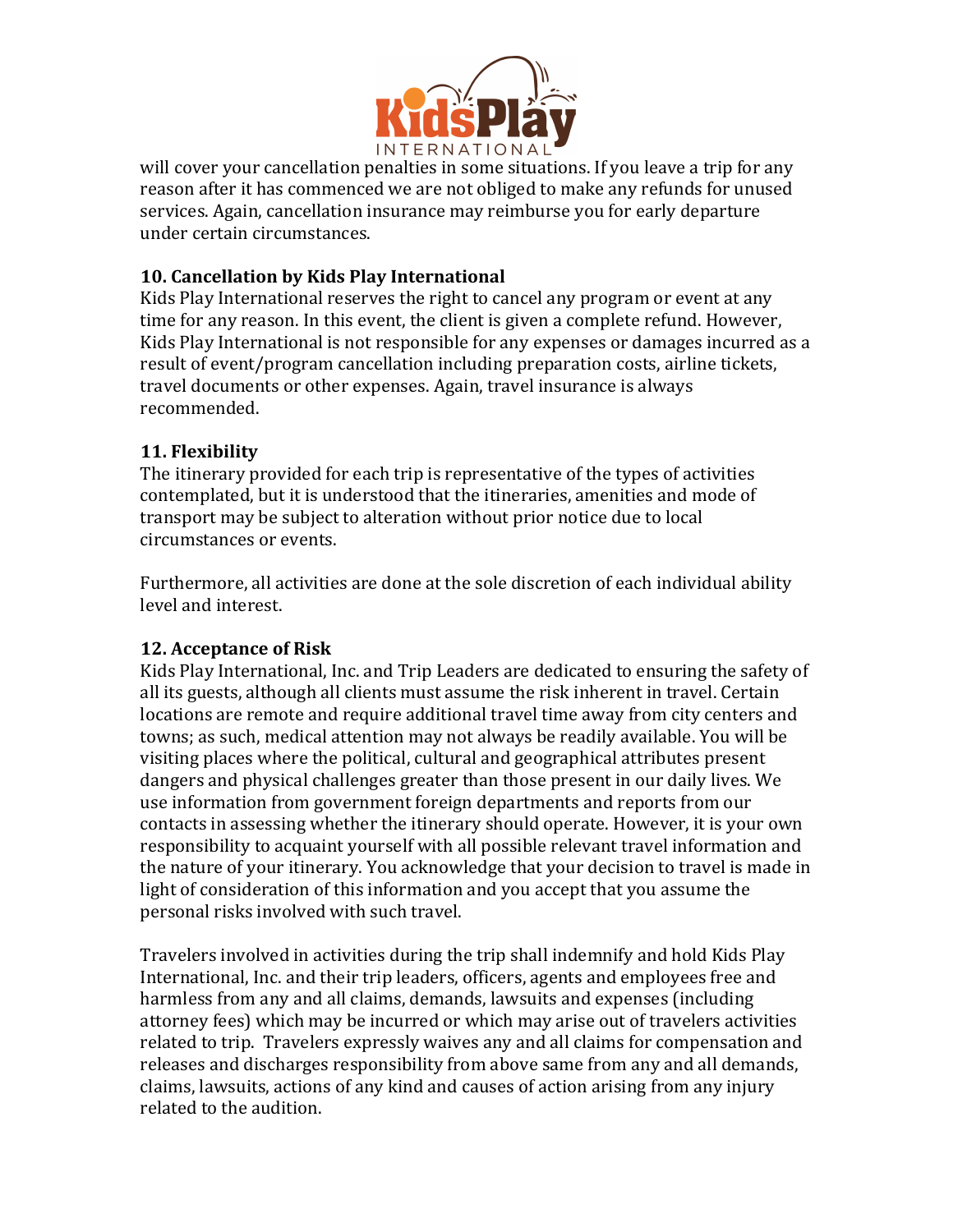will cover your cancellation penalties in some situations. If you leave a trip for any reason after it has commenced we are not obliged to make any refunds for unused services. Again, cancellation insurance may reimburse you for early departure under certain circumstances.

**10. Cancellation by Kids Play International**

Kids Play International reserves the right to cancel any program or event at any time for any reason. In this event, the client is given a complete refund. However, Kids Play International is not responsible for any expenses or damages incurred as a result of event/program cancellation including preparation costs, airline tickets, travel documents or other expenses. Again, travel insurance is always recommended.

**11. Flexibility**

The itinerary provided for each trip is representative of the types of activities contemplated, but it is understood that the itineraries, amenities and mode of transport may be subject to alteration without prior notice due to local circumstances or events.

Furthermore, all activities are done at the sole discretion of each individual ability level and interest.

**12. Acceptance of Risk**

Kids Play International, Inc. and Trip Leaders are dedicated to ensuring the safety of all its guests, although all clients must assume the risk inherent in travel. Certain locations are remote and require additional travel time away from city centers and towns; as such, medical attention may not always be readily available. You will be visiting places where the political, cultural and geographical attributes present dangers and physical challenges greater than those present in our daily lives. We use information from government foreign departments and reports from our contacts in assessing whether the itinerary should operate. However, it is your own responsibility to acquaint yourself with all possible relevant travel information and the nature of your itinerary. You acknowledge that your decision to travel is made in light of consideration of this information and you accept that you assume the personal risks involved with such travel.

Travelers involved in activities during the trip shall indemnify and hold Kids Play International, Inc. and their trip leaders, officers, agents and employees free and harmless from any and all claims, demands, lawsuits and expenses (including attorney fees) which may be incurred or which may arise out of travelers activities related to trip. Travelers expressly waives any and all claims for compensation and releases and discharges responsibility from above same from any and all demands, claims, lawsuits, actions of any kind and causes of action arising from any injury related to the audition.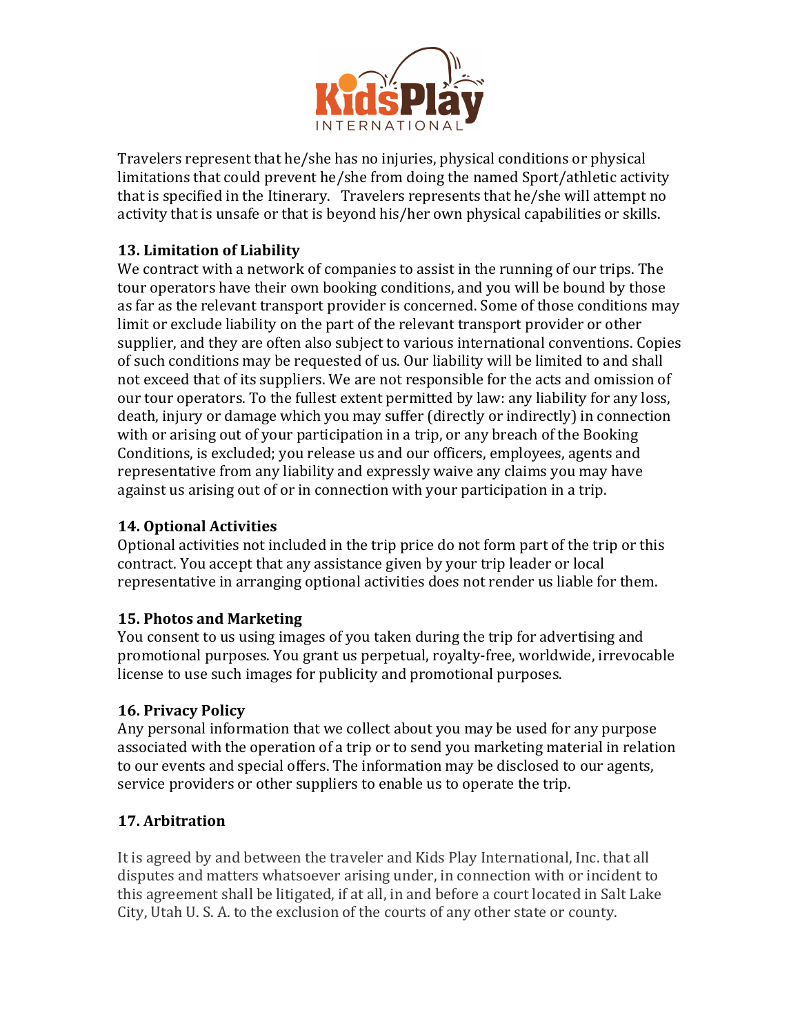Travelers represent that he/she has no injuries, physical conditions or physical limitations that could prevent he/she from doing the named Sport/athletic activity that is specified in the Itinerary.   Travelers represents that he/she will attempt no activity that is unsafe or that is beyond his/her own physical capabilities or skills.

**13. Limitation of Liability**

We contract with a network of companies to assist in the running of our trips. The tour operators have their own booking conditions, and you will be bound by those as far as the relevant transport provider is concerned. Some of those conditions may limit or exclude liability on the part of the relevant transport provider or other supplier, and they are often also subject to various international conventions. Copies of such conditions may be requested of us. Our liability will be limited to and shall not exceed that of its suppliers. We are not responsible for the acts and omission of our tour operators. To the fullest extent permitted by law: any liability for any loss, death, injury or damage which you may suffer (directly or indirectly) in connection with or arising out of your participation in a trip, or any breach of the Booking Conditions, is excluded; you release us and our officers, employees, agents and representative from any liability and expressly waive any claims you may have against us arising out of or in connection with your participation in a trip.

**14. Optional Activities**

Optional activities not included in the trip price do not form part of the trip or this contract. You accept that any assistance given by your trip leader or local representative in arranging optional activities does not render us liable for them.

**15. Photos and Marketing**

You consent to us using images of you taken during the trip for advertising and promotional purposes. You grant us perpetual, royalty-free, worldwide, irrevocable license to use such images for publicity and promotional purposes.

**16. Privacy Policy**

Any personal information that we collect about you may be used for any purpose associated with the operation of a trip or to send you marketing material in relation to our events and special offers. The information may be disclosed to our agents, service providers or other suppliers to enable us to operate the trip.

**17. Arbitration**

It is agreed by and between the traveler and Kids Play International, Inc. that all disputes and matters whatsoever arising under, in connection with or incident to this agreement shall be litigated, if at all, in and before a court located in Salt Lake City, Utah U. S. A. to the exclusion of the courts of any other state or county.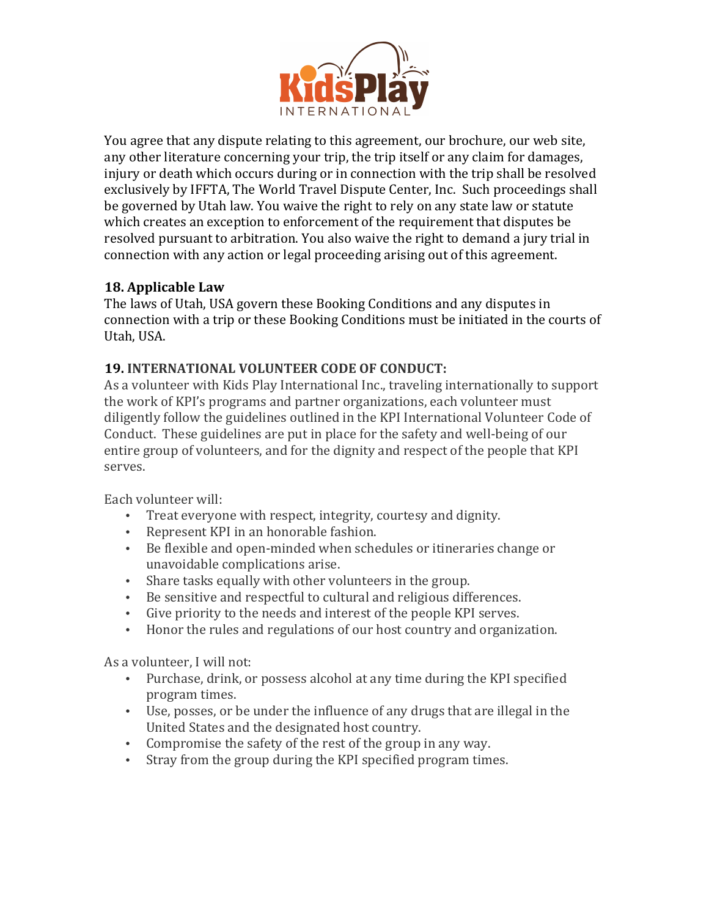You agree that any dispute relating to this agreement, our brochure, our web site, any other literature concerning your trip, the trip itself or any claim for damages, injury or death which occurs during or in connection with the trip shall be resolved exclusively by IFFTA, The World Travel Dispute Center, Inc. Such proceedings shall be governed by Utah law. You waive the right to rely on any state law or statute which creates an exception to enforcement of the requirement that disputes be resolved pursuant to arbitration. You also waive the right to demand a jury trial in connection with any action or legal proceeding arising out of this agreement.

**18. Applicable Law**

The laws of Utah, USA govern these Booking Conditions and any disputes in connection with a trip or these Booking Conditions must be initiated in the courts of Utah, USA.

**19. INTERNATIONAL VOLUNTEER CODE OF CONDUCT:**

As a volunteer with Kids Play International Inc., traveling internationally to support the work of KPI's programs and partner organizations, each volunteer must diligently follow the guidelines outlined in the KPI International Volunteer Code of Conduct. These guidelines are put in place for the safety and well-being of our entire group of volunteers, and for the dignity and respect of the people that KPI serves.

Each volunteer will:

- Treat everyone with respect, integrity, courtesy and dignity.
- Represent KPI in an honorable fashion.
- Be flexible and open-minded when schedules or itineraries change or unavoidable complications arise.
- Share tasks equally with other volunteers in the group.
- Be sensitive and respectful to cultural and religious differences.
- Give priority to the needs and interest of the people KPI serves.
- Honor the rules and regulations of our host country and organization.

As a volunteer, I will not:

- Purchase, drink, or possess alcohol at any time during the KPI specified program times.
- Use, posses, or be under the influence of any drugs that are illegal in the United States and the designated host country.
- Compromise the safety of the rest of the group in any way.
- Stray from the group during the KPI specified program times.